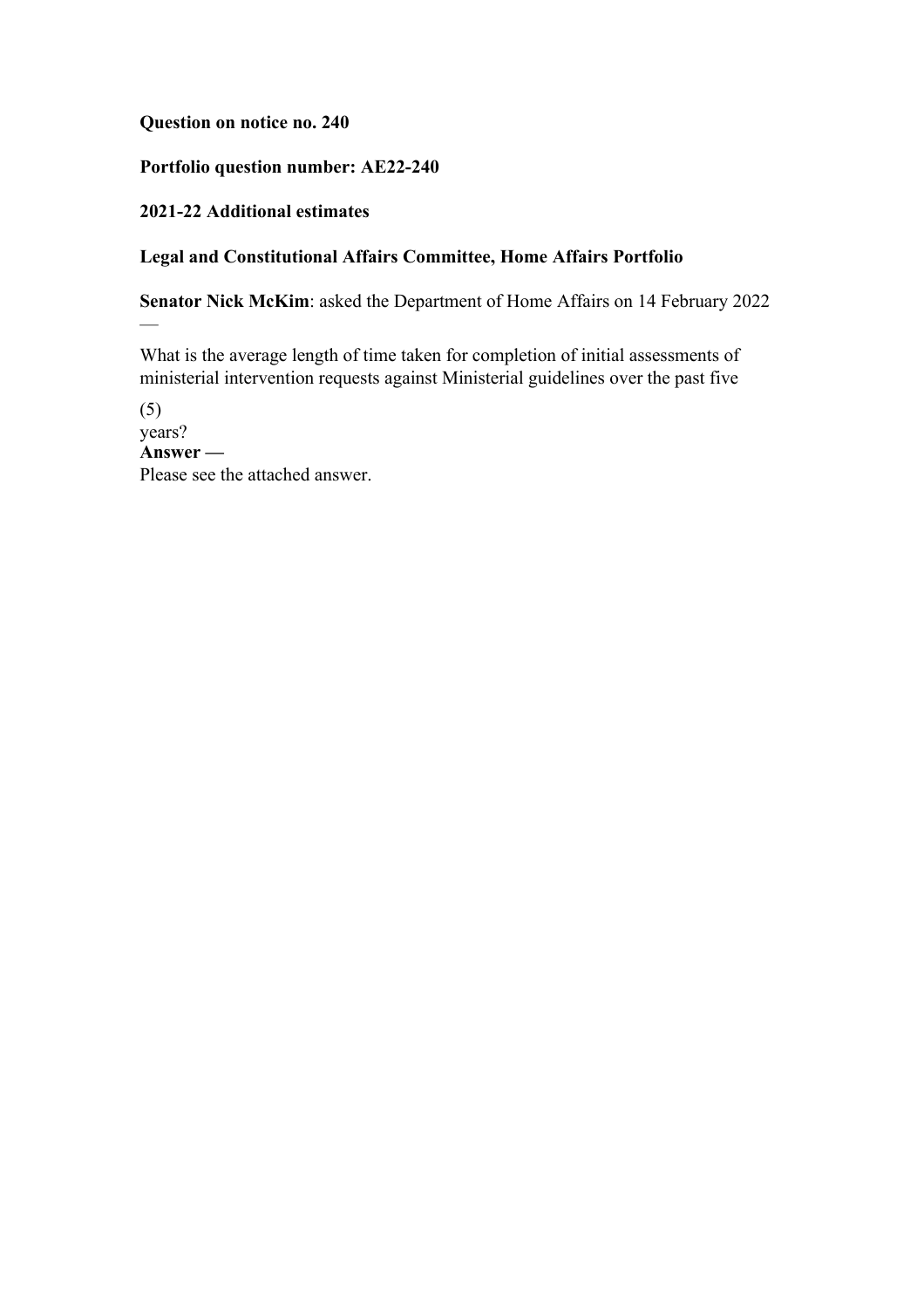**Question on notice no. 240**

**Portfolio question number: AE22-240**

**2021-22 Additional estimates**

**Legal and Constitutional Affairs Committee, Home Affairs Portfolio**

**Senator Nick McKim**: asked the Department of Home Affairs on 14 February 2022 —

What is the average length of time taken for completion of initial assessments of ministerial intervention requests against Ministerial guidelines over the past five

(5)
years?

**Answer —**

Please see the attached answer.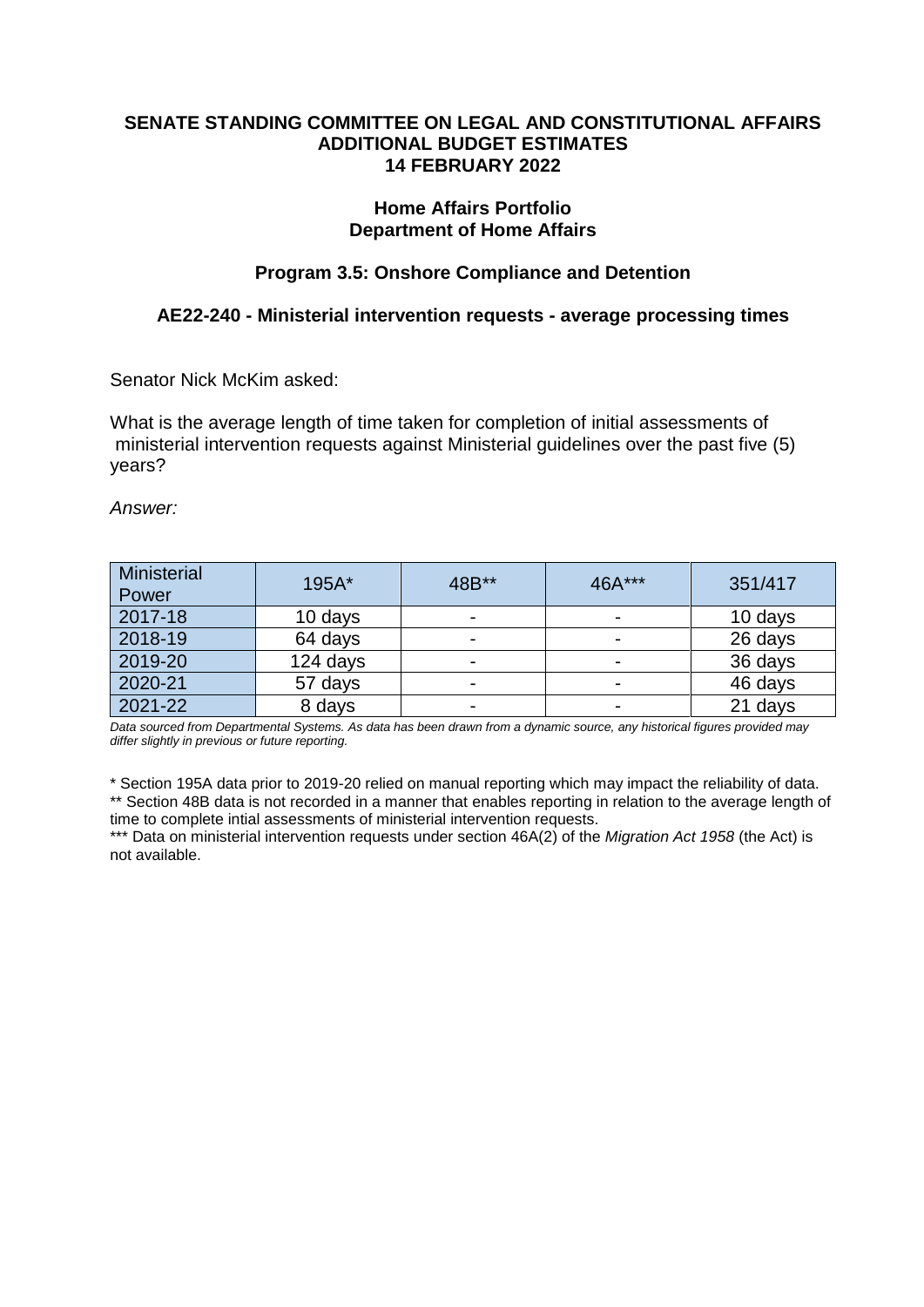**SENATE STANDING COMMITTEE ON LEGAL AND CONSTITUTIONAL AFFAIRS**
**ADDITIONAL BUDGET ESTIMATES**
**14 FEBRUARY 2022**

**Home Affairs Portfolio**
**Department of Home Affairs**

**Program 3.5: Onshore Compliance and Detention**

**AE22-240 - Ministerial intervention requests - average processing times**

Senator Nick McKim asked:

What is the average length of time taken for completion of initial assessments of ministerial intervention requests against Ministerial guidelines over the past five (5) years?

*Answer:*

| Ministerial Power | 195A* | 48B** | 46A*** | 351/417 |
|---|---|---|---|---|
| 2017-18 | 10 days | - | - | 10 days |
| 2018-19 | 64 days | - | - | 26 days |
| 2019-20 | 124 days | - | - | 36 days |
| 2020-21 | 57 days | - | - | 46 days |
| 2021-22 | 8 days | - | - | 21 days |

*Data sourced from Departmental Systems. As data has been drawn from a dynamic source, any historical figures provided may differ slightly in previous or future reporting.*

* Section 195A data prior to 2019-20 relied on manual reporting which may impact the reliability of data.
** Section 48B data is not recorded in a manner that enables reporting in relation to the average length of time to complete intial assessments of ministerial intervention requests.
*** Data on ministerial intervention requests under section 46A(2) of the *Migration Act 1958* (the Act) is not available.